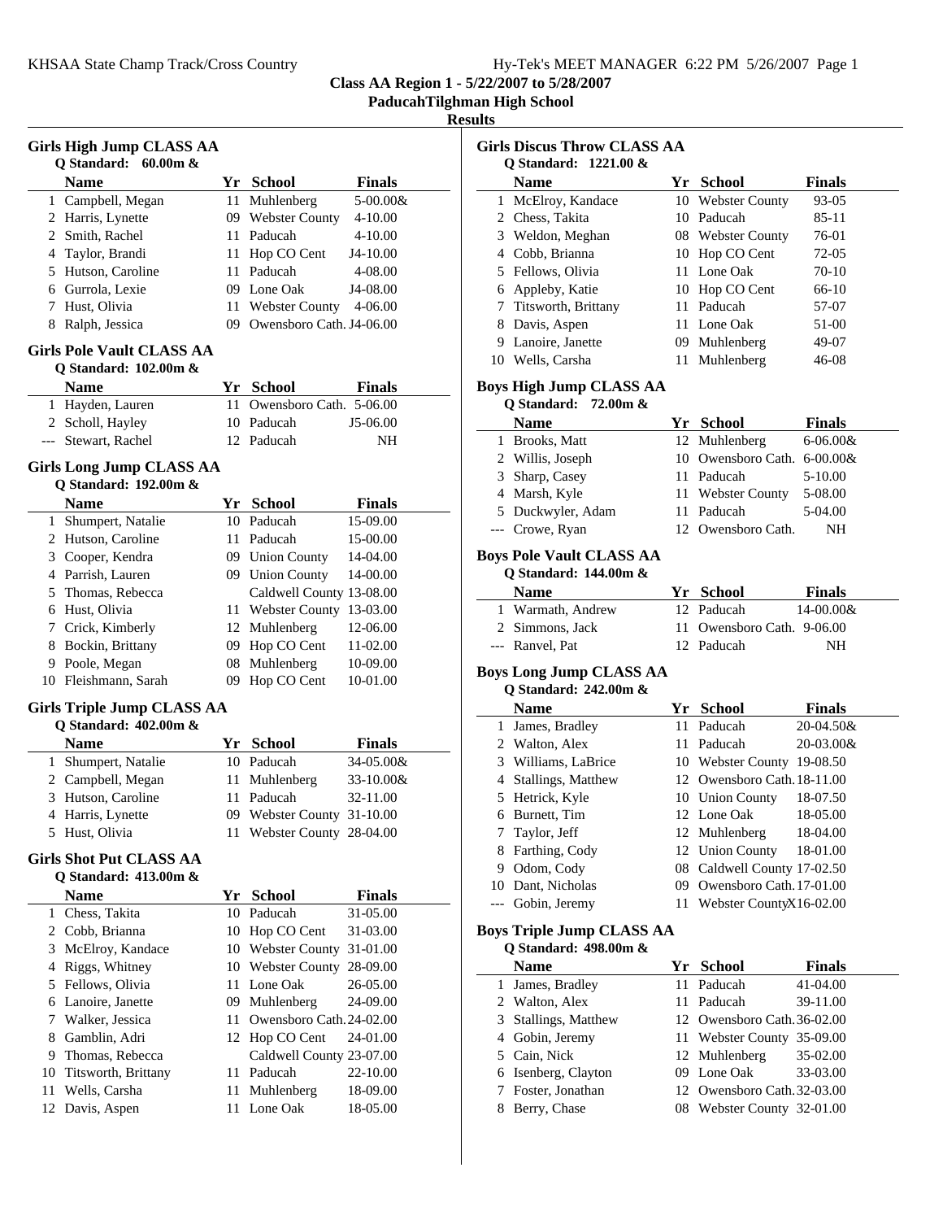**Class AA Region 1 - 5/22/2007 to 5/28/2007**

**PaducahTilghman High School**

**Results**

### Girls High Jump CLASS AA

Q Standard: 60.00m &

| | Name | Yr | School | Finals |
|---|---|---|---|---|
| 1 | Campbell, Megan | 11 | Muhlenberg | 5-00.00& |
| 2 | Harris, Lynette | 09 | Webster County | 4-10.00 |
| 2 | Smith, Rachel | 11 | Paducah | 4-10.00 |
| 4 | Taylor, Brandi | 11 | Hop CO Cent | J4-10.00 |
| 5 | Hutson, Caroline | 11 | Paducah | 4-08.00 |
| 6 | Gurrola, Lexie | 09 | Lone Oak | J4-08.00 |
| 7 | Hust, Olivia | 11 | Webster County | 4-06.00 |
| 8 | Ralph, Jessica | 09 | Owensboro Cath. | J4-06.00 |

### Girls Pole Vault CLASS AA

Q Standard: 102.00m &

| | Name | Yr | School | Finals |
|---|---|---|---|---|
| 1 | Hayden, Lauren | 11 | Owensboro Cath. | 5-06.00 |
| 2 | Scholl, Hayley | 10 | Paducah | J5-06.00 |
| --- | Stewart, Rachel | 12 | Paducah | NH |

### Girls Long Jump CLASS AA

Q Standard: 192.00m &

| | Name | Yr | School | Finals |
|---|---|---|---|---|
| 1 | Shumpert, Natalie | 10 | Paducah | 15-09.00 |
| 2 | Hutson, Caroline | 11 | Paducah | 15-00.00 |
| 3 | Cooper, Kendra | 09 | Union County | 14-04.00 |
| 4 | Parrish, Lauren | 09 | Union County | 14-00.00 |
| 5 | Thomas, Rebecca | | Caldwell County | 13-08.00 |
| 6 | Hust, Olivia | 11 | Webster County | 13-03.00 |
| 7 | Crick, Kimberly | 12 | Muhlenberg | 12-06.00 |
| 8 | Bockin, Brittany | 09 | Hop CO Cent | 11-02.00 |
| 9 | Poole, Megan | 08 | Muhlenberg | 10-09.00 |
| 10 | Fleishmann, Sarah | 09 | Hop CO Cent | 10-01.00 |

### Girls Triple Jump CLASS AA

Q Standard: 402.00m &

| | Name | Yr | School | Finals |
|---|---|---|---|---|
| 1 | Shumpert, Natalie | 10 | Paducah | 34-05.00& |
| 2 | Campbell, Megan | 11 | Muhlenberg | 33-10.00& |
| 3 | Hutson, Caroline | 11 | Paducah | 32-11.00 |
| 4 | Harris, Lynette | 09 | Webster County | 31-10.00 |
| 5 | Hust, Olivia | 11 | Webster County | 28-04.00 |

### Girls Shot Put CLASS AA

Q Standard: 413.00m &

| | Name | Yr | School | Finals |
|---|---|---|---|---|
| 1 | Chess, Takita | 10 | Paducah | 31-05.00 |
| 2 | Cobb, Brianna | 10 | Hop CO Cent | 31-03.00 |
| 3 | McElroy, Kandace | 10 | Webster County | 31-01.00 |
| 4 | Riggs, Whitney | 10 | Webster County | 28-09.00 |
| 5 | Fellows, Olivia | 11 | Lone Oak | 26-05.00 |
| 6 | Lanoire, Janette | 09 | Muhlenberg | 24-09.00 |
| 7 | Walker, Jessica | 11 | Owensboro Cath. | 24-02.00 |
| 8 | Gamblin, Adri | 12 | Hop CO Cent | 24-01.00 |
| 9 | Thomas, Rebecca | | Caldwell County | 23-07.00 |
| 10 | Titsworth, Brittany | 11 | Paducah | 22-10.00 |
| 11 | Wells, Carsha | 11 | Muhlenberg | 18-09.00 |
| 12 | Davis, Aspen | 11 | Lone Oak | 18-05.00 |

### Girls Discus Throw CLASS AA

Q Standard: 1221.00 &

| | Name | Yr | School | Finals |
|---|---|---|---|---|
| 1 | McElroy, Kandace | 10 | Webster County | 93-05 |
| 2 | Chess, Takita | 10 | Paducah | 85-11 |
| 3 | Weldon, Meghan | 08 | Webster County | 76-01 |
| 4 | Cobb, Brianna | 10 | Hop CO Cent | 72-05 |
| 5 | Fellows, Olivia | 11 | Lone Oak | 70-10 |
| 6 | Appleby, Katie | 10 | Hop CO Cent | 66-10 |
| 7 | Titsworth, Brittany | 11 | Paducah | 57-07 |
| 8 | Davis, Aspen | 11 | Lone Oak | 51-00 |
| 9 | Lanoire, Janette | 09 | Muhlenberg | 49-07 |
| 10 | Wells, Carsha | 11 | Muhlenberg | 46-08 |

### Boys High Jump CLASS AA

Q Standard: 72.00m &

| | Name | Yr | School | Finals |
|---|---|---|---|---|
| 1 | Brooks, Matt | 12 | Muhlenberg | 6-06.00& |
| 2 | Willis, Joseph | 10 | Owensboro Cath. | 6-00.00& |
| 3 | Sharp, Casey | 11 | Paducah | 5-10.00 |
| 4 | Marsh, Kyle | 11 | Webster County | 5-08.00 |
| 5 | Duckwyler, Adam | 11 | Paducah | 5-04.00 |
| --- | Crowe, Ryan | 12 | Owensboro Cath. | NH |

### Boys Pole Vault CLASS AA

Q Standard: 144.00m &

| | Name | Yr | School | Finals |
|---|---|---|---|---|
| 1 | Warmath, Andrew | 12 | Paducah | 14-00.00& |
| 2 | Simmons, Jack | 11 | Owensboro Cath. | 9-06.00 |
| --- | Ranvel, Pat | 12 | Paducah | NH |

### Boys Long Jump CLASS AA

Q Standard: 242.00m &

| | Name | Yr | School | Finals |
|---|---|---|---|---|
| 1 | James, Bradley | 11 | Paducah | 20-04.50& |
| 2 | Walton, Alex | 11 | Paducah | 20-03.00& |
| 3 | Williams, LaBrice | 10 | Webster County | 19-08.50 |
| 4 | Stallings, Matthew | 12 | Owensboro Cath. | 18-11.00 |
| 5 | Hetrick, Kyle | 10 | Union County | 18-07.50 |
| 6 | Burnett, Tim | 12 | Lone Oak | 18-05.00 |
| 7 | Taylor, Jeff | 12 | Muhlenberg | 18-04.00 |
| 8 | Farthing, Cody | 12 | Union County | 18-01.00 |
| 9 | Odom, Cody | 08 | Caldwell County | 17-02.50 |
| 10 | Dant, Nicholas | 09 | Owensboro Cath. | 17-01.00 |
| --- | Gobin, Jeremy | 11 | Webster County | X16-02.00 |

### Boys Triple Jump CLASS AA

Q Standard: 498.00m &

| | Name | Yr | School | Finals |
|---|---|---|---|---|
| 1 | James, Bradley | 11 | Paducah | 41-04.00 |
| 2 | Walton, Alex | 11 | Paducah | 39-11.00 |
| 3 | Stallings, Matthew | 12 | Owensboro Cath. | 36-02.00 |
| 4 | Gobin, Jeremy | 11 | Webster County | 35-09.00 |
| 5 | Cain, Nick | 12 | Muhlenberg | 35-02.00 |
| 6 | Isenberg, Clayton | 09 | Lone Oak | 33-03.00 |
| 7 | Foster, Jonathan | 12 | Owensboro Cath. | 32-03.00 |
| 8 | Berry, Chase | 08 | Webster County | 32-01.00 |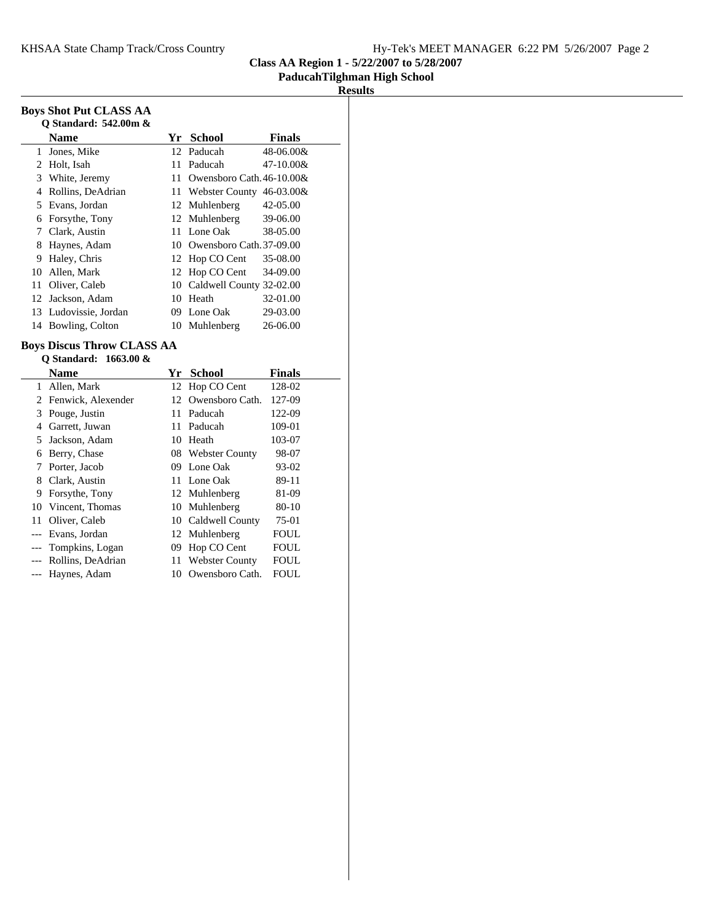Class AA Region 1 - 5/22/2007 to 5/28/2007

PaducahTilghman High School

**Results**

### Boys Shot Put CLASS AA

**Q Standard: 542.00m &**

| | Name | Yr | School | Finals |
|---|---|---|---|---|
| 1 | Jones, Mike | 12 | Paducah | 48-06.00& |
| 2 | Holt, Isah | 11 | Paducah | 47-10.00& |
| 3 | White, Jeremy | 11 | Owensboro Cath. | 46-10.00& |
| 4 | Rollins, DeAdrian | 11 | Webster County | 46-03.00& |
| 5 | Evans, Jordan | 12 | Muhlenberg | 42-05.00 |
| 6 | Forsythe, Tony | 12 | Muhlenberg | 39-06.00 |
| 7 | Clark, Austin | 11 | Lone Oak | 38-05.00 |
| 8 | Haynes, Adam | 10 | Owensboro Cath. | 37-09.00 |
| 9 | Haley, Chris | 12 | Hop CO Cent | 35-08.00 |
| 10 | Allen, Mark | 12 | Hop CO Cent | 34-09.00 |
| 11 | Oliver, Caleb | 10 | Caldwell County | 32-02.00 |
| 12 | Jackson, Adam | 10 | Heath | 32-01.00 |
| 13 | Ludovissie, Jordan | 09 | Lone Oak | 29-03.00 |
| 14 | Bowling, Colton | 10 | Muhlenberg | 26-06.00 |

### Boys Discus Throw CLASS AA

**Q Standard: 1663.00 &**

| | Name | Yr | School | Finals |
|---|---|---|---|---|
| 1 | Allen, Mark | 12 | Hop CO Cent | 128-02 |
| 2 | Fenwick, Alexender | 12 | Owensboro Cath. | 127-09 |
| 3 | Pouge, Justin | 11 | Paducah | 122-09 |
| 4 | Garrett, Juwan | 11 | Paducah | 109-01 |
| 5 | Jackson, Adam | 10 | Heath | 103-07 |
| 6 | Berry, Chase | 08 | Webster County | 98-07 |
| 7 | Porter, Jacob | 09 | Lone Oak | 93-02 |
| 8 | Clark, Austin | 11 | Lone Oak | 89-11 |
| 9 | Forsythe, Tony | 12 | Muhlenberg | 81-09 |
| 10 | Vincent, Thomas | 10 | Muhlenberg | 80-10 |
| 11 | Oliver, Caleb | 10 | Caldwell County | 75-01 |
| --- | Evans, Jordan | 12 | Muhlenberg | FOUL |
| --- | Tompkins, Logan | 09 | Hop CO Cent | FOUL |
| --- | Rollins, DeAdrian | 11 | Webster County | FOUL |
| --- | Haynes, Adam | 10 | Owensboro Cath. | FOUL |